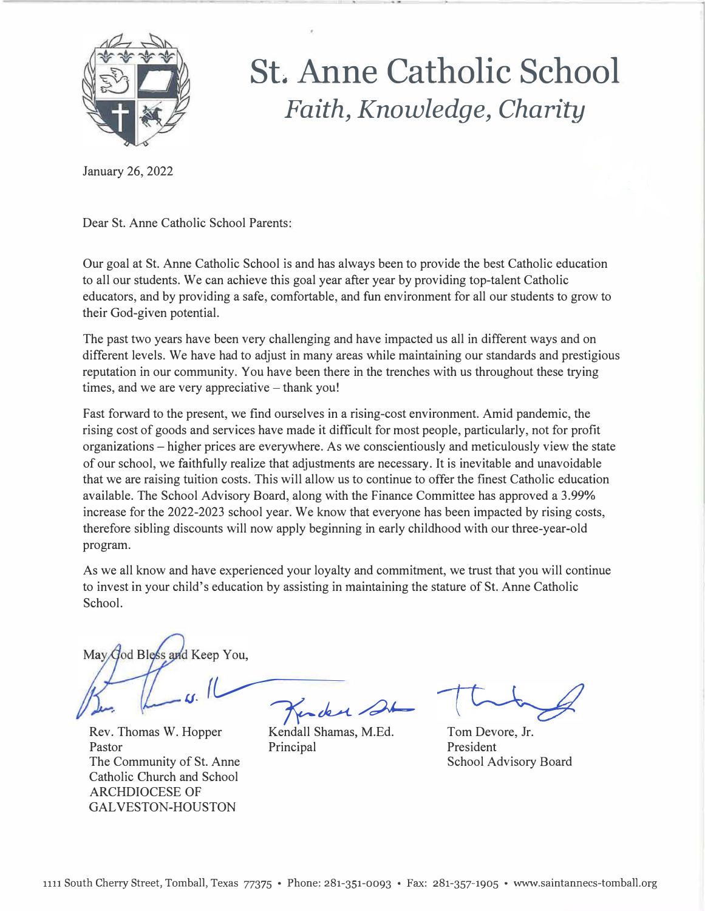# St. Anne Catholic School

*Faith, Knowledge, Charity*

January 26, 2022

Dear St. Anne Catholic School Parents:

Our goal at St. Anne Catholic School is and has always been to provide the best Catholic education to all our students. We can achieve this goal year after year by providing top-talent Catholic educators, and by providing a safe, comfortable, and fun environment for all our students to grow to their God-given potential.

The past two years have been very challenging and have impacted us all in different ways and on different levels. We have had to adjust in many areas while maintaining our standards and prestigious reputation in our community. You have been there in the trenches with us throughout these trying times, and we are very appreciative – thank you!

Fast forward to the present, we find ourselves in a rising-cost environment. Amid pandemic, the rising cost of goods and services have made it difficult for most people, particularly, not for profit organizations – higher prices are everywhere. As we conscientiously and meticulously view the state of our school, we faithfully realize that adjustments are necessary. It is inevitable and unavoidable that we are raising tuition costs. This will allow us to continue to offer the finest Catholic education available. The School Advisory Board, along with the Finance Committee has approved a 3.99% increase for the 2022-2023 school year. We know that everyone has been impacted by rising costs, therefore sibling discounts will now apply beginning in early childhood with our three-year-old program.

As we all know and have experienced your loyalty and commitment, we trust that you will continue to invest in your child's education by assisting in maintaining the stature of St. Anne Catholic School.

May God Bless and Keep You,

Rev. Thomas W. Hopper
Pastor
The Community of St. Anne Catholic Church and School
ARCHDIOCESE OF GALVESTON-HOUSTON

Kendall Shamas, M.Ed.
Principal

Tom Devore, Jr.
President
School Advisory Board

1111 South Cherry Street, Tomball, Texas 77375 • Phone: 281-351-0093 • Fax: 281-357-1905 • www.saintannecs-tomball.org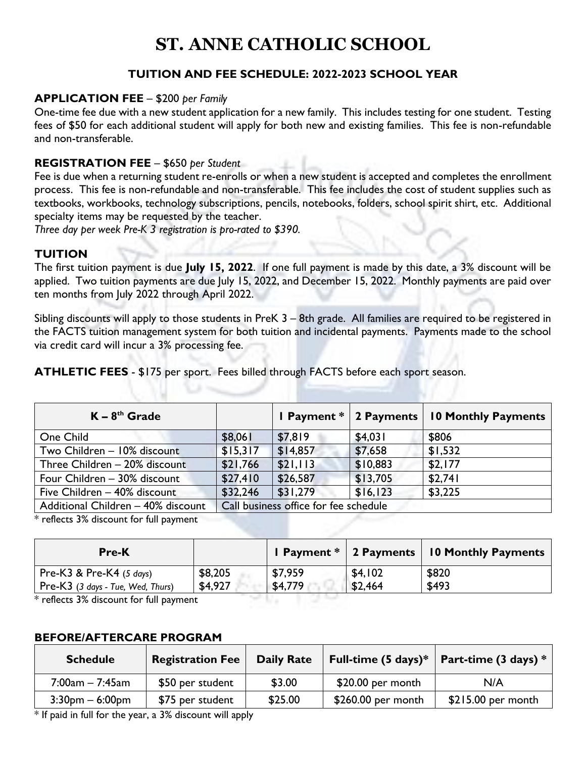# ST. ANNE CATHOLIC SCHOOL

## TUITION AND FEE SCHEDULE: 2022-2023 SCHOOL YEAR

**APPLICATION FEE** – $200 *per Family*

One-time fee due with a new student application for a new family. This includes testing for one student. Testing fees of $50 for each additional student will apply for both new and existing families. This fee is non-refundable and non-transferable.

**REGISTRATION FEE** – $650 *per Student*

Fee is due when a returning student re-enrolls or when a new student is accepted and completes the enrollment process. This fee is non-refundable and non-transferable. This fee includes the cost of student supplies such as textbooks, workbooks, technology subscriptions, pencils, notebooks, folders, school spirit shirt, etc. Additional specialty items may be requested by the teacher.

*Three day per week Pre-K 3 registration is pro-rated to $390.*

**TUITION**

The first tuition payment is due **July 15, 2022**. If one full payment is made by this date, a 3% discount will be applied. Two tuition payments are due July 15, 2022, and December 15, 2022. Monthly payments are paid over ten months from July 2022 through April 2022.

Sibling discounts will apply to those students in PreK 3 – 8th grade. All families are required to be registered in the FACTS tuition management system for both tuition and incidental payments. Payments made to the school via credit card will incur a 3% processing fee.

**ATHLETIC FEES** - $175 per sport. Fees billed through FACTS before each sport season.

| K – 8th Grade | | 1 Payment * | 2 Payments | 10 Monthly Payments |
|---|---|---|---|---|
| One Child | $8,061 | $7,819 | $4,031 | $806 |
| Two Children – 10% discount | $15,317 | $14,857 | $7,658 | $1,532 |
| Three Children – 20% discount | $21,766 | $21,113 | $10,883 | $2,177 |
| Four Children – 30% discount | $27,410 | $26,587 | $13,705 | $2,741 |
| Five Children – 40% discount | $32,246 | $31,279 | $16,123 | $3,225 |
| Additional Children – 40% discount | Call business office for fee schedule | | | |

\* reflects 3% discount for full payment

| Pre-K | | 1 Payment * | 2 Payments | 10 Monthly Payments |
|---|---|---|---|---|
| Pre-K3 & Pre-K4 (*5 days*) | $8,205 | $7,959 | $4,102 | $820 |
| Pre-K3 (*3 days - Tue, Wed, Thurs*) | $4,927 | $4,779 | $2,464 | $493 |

\* reflects 3% discount for full payment

**BEFORE/AFTERCARE PROGRAM**

| Schedule | Registration Fee | Daily Rate | Full-time (5 days)* | Part-time (3 days) * |
|---|---|---|---|---|
| 7:00am – 7:45am | $50 per student | $3.00 | $20.00 per month | N/A |
| 3:30pm – 6:00pm | $75 per student | $25.00 | $260.00 per month | $215.00 per month |

\* If paid in full for the year, a 3% discount will apply